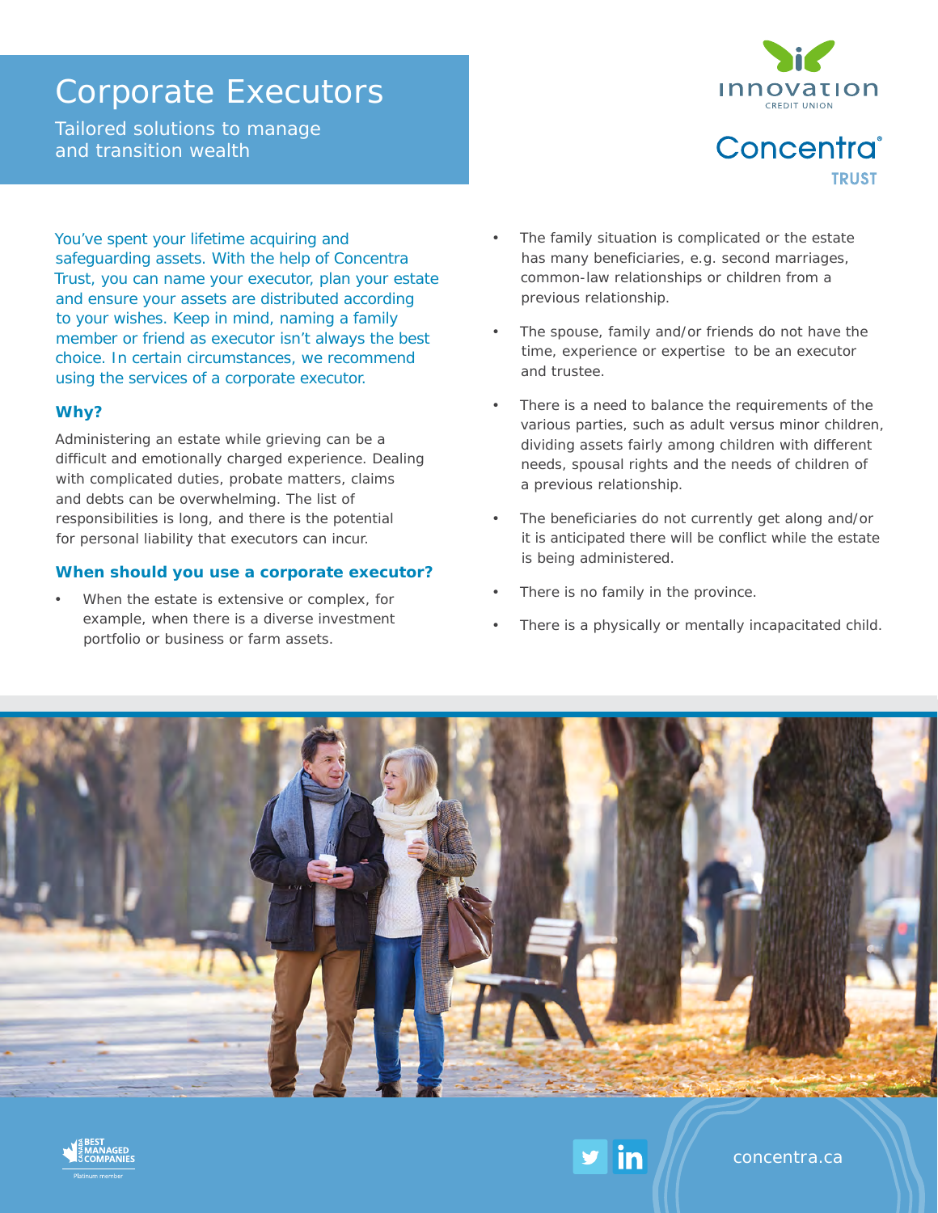# Corporate Executors

Tailored solutions to manage and transition wealth

Innovation Credit Union

Concentra® Trust

You've spent your lifetime acquiring and safeguarding assets. With the help of Concentra Trust, you can name your executor, plan your estate and ensure your assets are distributed according to your wishes. Keep in mind, naming a family member or friend as executor isn't always the best choice. In certain circumstances, we recommend using the services of a corporate executor.

### Why?

Administering an estate while grieving can be a difficult and emotionally charged experience. Dealing with complicated duties, probate matters, claims and debts can be overwhelming. The list of responsibilities is long, and there is the potential for personal liability that executors can incur.

### When should you use a corporate executor?

- When the estate is extensive or complex, for example, when there is a diverse investment portfolio or business or farm assets.
- The family situation is complicated or the estate has many beneficiaries, e.g. second marriages, common-law relationships or children from a previous relationship.
- The spouse, family and/or friends do not have the time, experience or expertise to be an executor and trustee.
- There is a need to balance the requirements of the various parties, such as adult versus minor children, dividing assets fairly among children with different needs, spousal rights and the needs of children of a previous relationship.
- The beneficiaries do not currently get along and/or it is anticipated there will be conflict while the estate is being administered.
- There is no family in the province.
- There is a physically or mentally incapacitated child.

Canada's Best Managed Companies — Platinum member

concentra.ca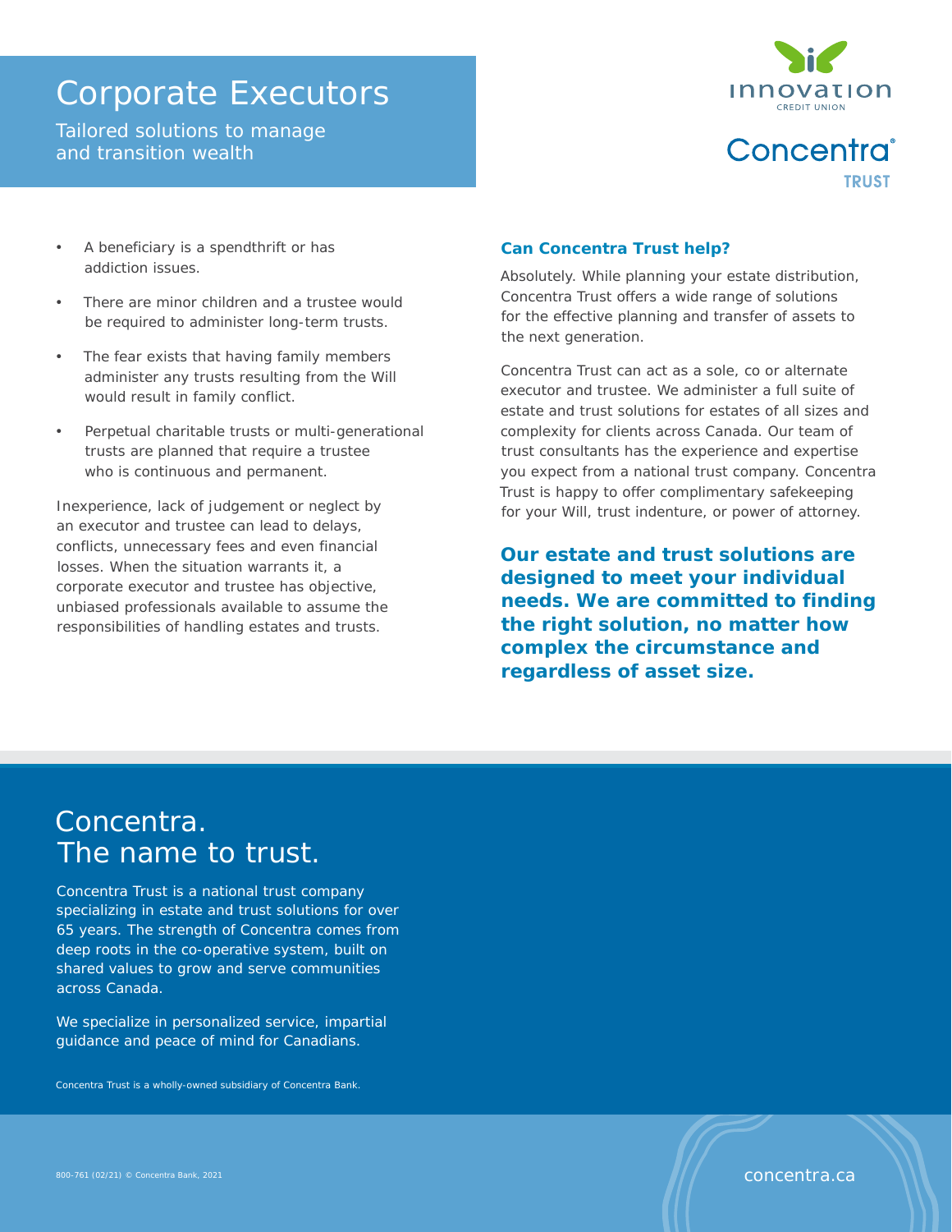# Corporate Executors

Tailored solutions to manage and transition wealth

- A beneficiary is a spendthrift or has addiction issues.
- There are minor children and a trustee would be required to administer long-term trusts.
- The fear exists that having family members administer any trusts resulting from the Will would result in family conflict.
- Perpetual charitable trusts or multi-generational trusts are planned that require a trustee who is continuous and permanent.

Inexperience, lack of judgement or neglect by an executor and trustee can lead to delays, conflicts, unnecessary fees and even financial losses. When the situation warrants it, a corporate executor and trustee has objective, unbiased professionals available to assume the responsibilities of handling estates and trusts.

### Can Concentra Trust help?

Absolutely. While planning your estate distribution, Concentra Trust offers a wide range of solutions for the effective planning and transfer of assets to the next generation.

Concentra Trust can act as a sole, co or alternate executor and trustee. We administer a full suite of estate and trust solutions for estates of all sizes and complexity for clients across Canada. Our team of trust consultants has the experience and expertise you expect from a national trust company. Concentra Trust is happy to offer complimentary safekeeping for your Will, trust indenture, or power of attorney.

**Our estate and trust solutions are designed to meet your individual needs. We are committed to finding the right solution, no matter how complex the circumstance and regardless of asset size.**

## Concentra. The name to trust.

Concentra Trust is a national trust company specializing in estate and trust solutions for over 65 years. The strength of Concentra comes from deep roots in the co-operative system, built on shared values to grow and serve communities across Canada.

We specialize in personalized service, impartial guidance and peace of mind for Canadians.

Concentra Trust is a wholly-owned subsidiary of Concentra Bank.

800-761 (02/21) © Concentra Bank, 2021

concentra.ca